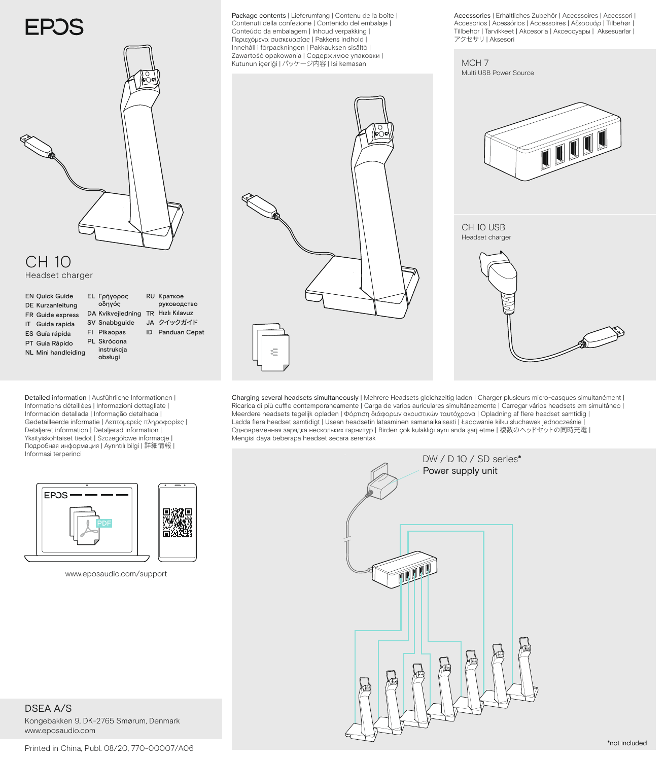EPOS

# CH 10

Headset charger

EN Quick Guide
DE Kurzanleitung
FR Guide express
IT Guida rapida
ES Guía rápida
PT Guia Rápido
NL Mini handleiding
EL Γρήγορος οδηγός
DA Kvikvejledning
SV Snabbguide
FI Pikaopas
PL Skrócona instrukcja obsługi
RU Краткое руководство
TR Hızlı Kılavuz
JA クイックガイド
ID Panduan Cepat

Package contents | Lieferumfang | Contenu de la boîte | Contenuti della confezione | Contenido del embalaje | Conteúdo da embalagem | Inhoud verpakking | Περιεχόμενα συσκευασίας | Pakkens indhold | Innehåll i förpackningen | Pakkauksen sisältö | Zawartość opakowania | Содержимое упаковки | Kutunun içeriği | パッケージ内容 | Isi kemasan

Accessories | Erhältliches Zubehör | Accessoires | Accessori | Accesorios | Acessórios | Accessoires | Αξεσουάρ | Tilbehør | Tillbehör | Tarvikkeet | Akcesoria | Аксессуары | Aksesuarlar | アクセサリ | Aksesori

MCH 7
Multi USB Power Source

CH 10 USB
Headset charger

Detailed information | Ausführliche Informationen | Informations détaillées | Informazioni dettagliate | Información detallada | Informação detalhada | Gedetailleerde informatie | Λεπτομερείς πληροφορίες | Detaljeret information | Detaljerad information | Yksityiskohtaiset tiedot | Szczegółowe informacje | Подробная информация | Ayrıntılı bilgi | 詳細情報 | Informasi terperinci

EPOS

PDF

www.eposaudio.com/support

Charging several headsets simultaneously | Mehrere Headsets gleichzeitig laden | Charger plusieurs micro-casques simultanément | Ricarica di più cuffie contemporaneamente | Carga de varios auriculares simultáneamente | Carregar vários headsets em simultâneo | Meerdere headsets tegelijk opladen | Φόρτιση διάφορων ακουστικών ταυτόχρονα | Opladning af flere headset samtidig | Ladda flera headset samtidigt | Usean headsetin lataaminen samanaikaisesti | Ładowanie kilku słuchawek jednocześnie | Одновременная зарядка нескольких гарнитур | Birden çok kulaklığı aynı anda şarj etme | 複数のヘッドセットの同時充電 | Mengisi daya beberapa headset secara serentak

DW / D 10 / SD series*
Power supply unit

*not included

DSEA A/S
Kongebakken 9, DK-2765 Smørum, Denmark
www.eposaudio.com

Printed in China, Publ. 08/20, 770-00007/A06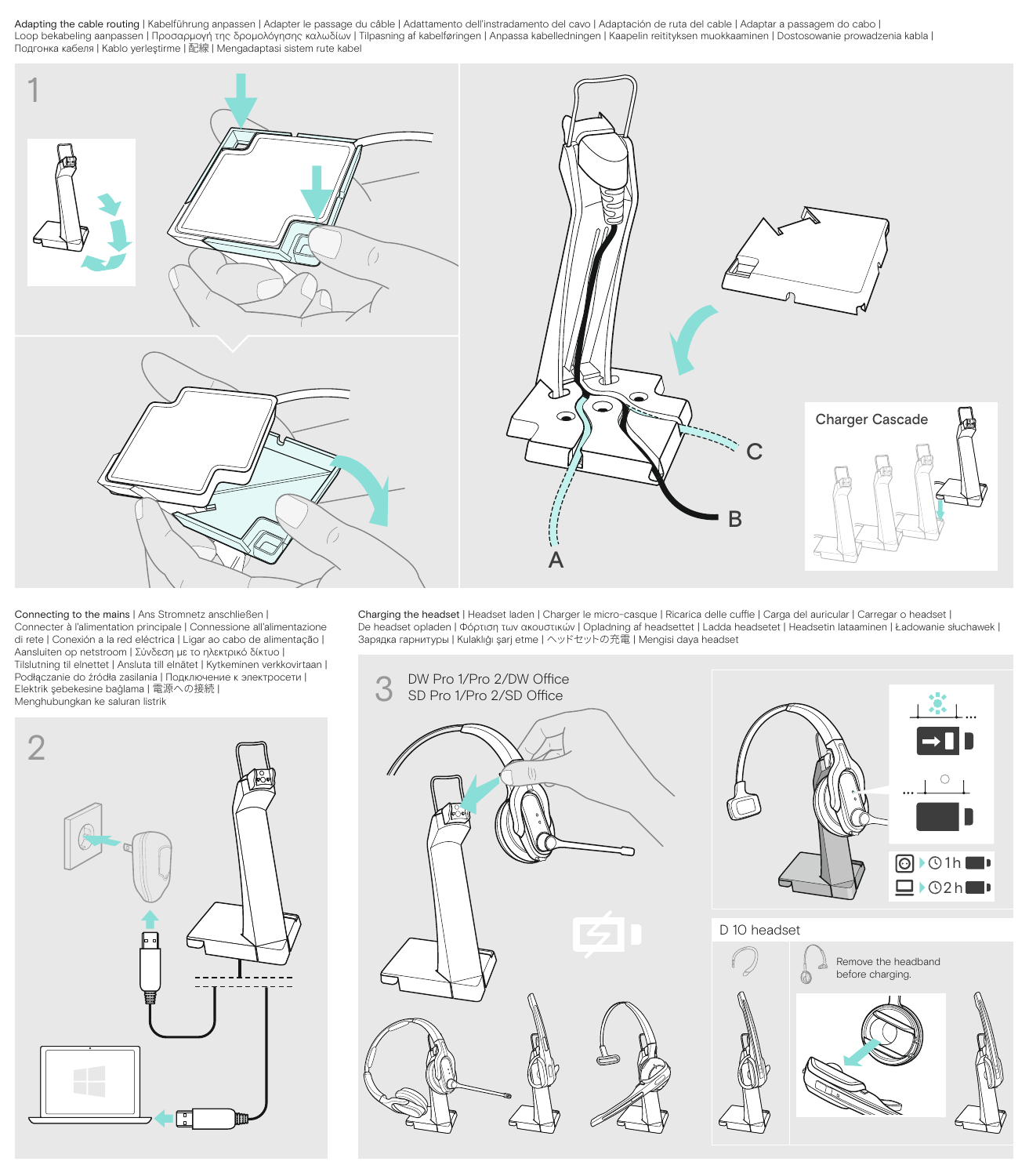Adapting the cable routing | Kabelführung anpassen | Adapter le passage du câble | Adattamento dell'instradamento del cavo | Adaptación de ruta del cable | Adaptar a passagem do cabo | Loop bekabeling aanpassen | Προσαρμογή της δρομολόγησης καλωδίων | Tilpasning af kabelføringen | Anpassa kabelledningen | Kaapelin reitityksen muokkaaminen | Dostosowanie prowadzenia kabla | Подгонка кабеля | Kablo yerleştirme | 配線 | Mengadaptasi sistem rute kabel

1

C

B

A

Charger Cascade

Connecting to the mains | Ans Stromnetz anschließen | Connecter à l'alimentation principale | Connessione all'alimentazione di rete | Conexión a la red eléctrica | Ligar ao cabo de alimentação | Aansluiten op netstroom | Σύνδεση με το ηλεκτρικό δίκτυο | Tilslutning til elnettet | Ansluta till elnätet | Kytkeminen verkkovirtaan | Podłączanie do źródła zasilania | Подключение к электросети | Elektrik şebekesine bağlama | 電源への接続 | Menghubungkan ke saluran listrik

2

Charging the headset | Headset laden | Charger le micro-casque | Ricarica delle cuffie | Carga del auricular | Carregar o headset | De headset opladen | Φόρτιση των ακουστικών | Opladning af headsettet | Ladda headsetet | Headsetin lataaminen | Ładowanie słuchawek | Зарядка гарнитуры | Kulaklığı şarj etme | ヘッドセットの充電 | Mengisi daya headset

3 DW Pro 1/Pro 2/DW Office
SD Pro 1/Pro 2/SD Office

1 h

2 h

D 10 headset

Remove the headband before charging.